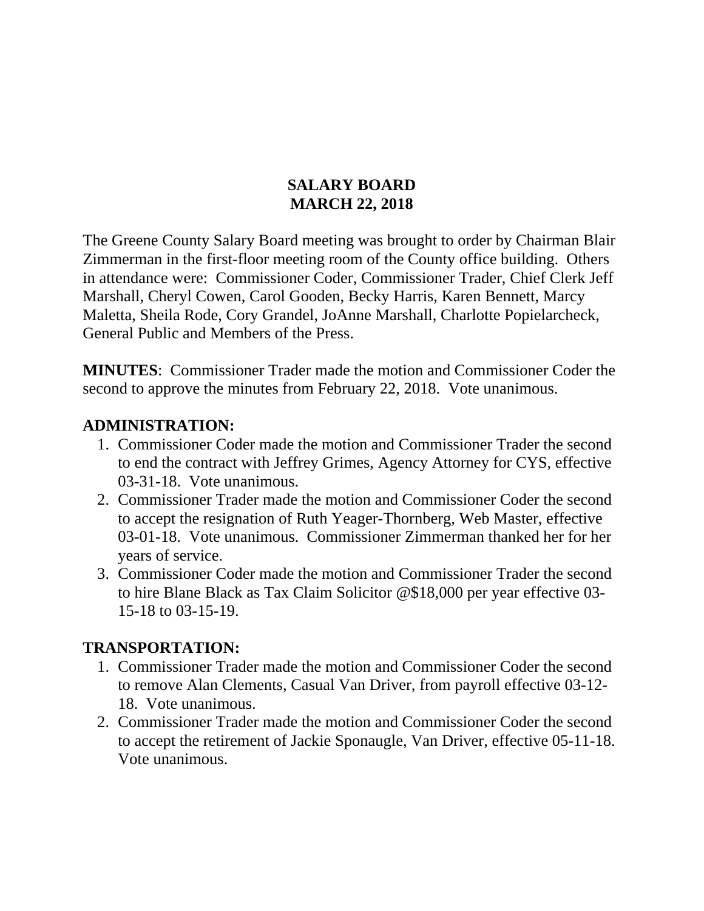# SALARY BOARD
# MARCH 22, 2018

The Greene County Salary Board meeting was brought to order by Chairman Blair Zimmerman in the first-floor meeting room of the County office building. Others in attendance were: Commissioner Coder, Commissioner Trader, Chief Clerk Jeff Marshall, Cheryl Cowen, Carol Gooden, Becky Harris, Karen Bennett, Marcy Maletta, Sheila Rode, Cory Grandel, JoAnne Marshall, Charlotte Popielarcheck, General Public and Members of the Press.

**MINUTES**: Commissioner Trader made the motion and Commissioner Coder the second to approve the minutes from February 22, 2018. Vote unanimous.

## ADMINISTRATION:

1. Commissioner Coder made the motion and Commissioner Trader the second to end the contract with Jeffrey Grimes, Agency Attorney for CYS, effective 03-31-18. Vote unanimous.
2. Commissioner Trader made the motion and Commissioner Coder the second to accept the resignation of Ruth Yeager-Thornberg, Web Master, effective 03-01-18. Vote unanimous. Commissioner Zimmerman thanked her for her years of service.
3. Commissioner Coder made the motion and Commissioner Trader the second to hire Blane Black as Tax Claim Solicitor @$18,000 per year effective 03-15-18 to 03-15-19.

## TRANSPORTATION:

1. Commissioner Trader made the motion and Commissioner Coder the second to remove Alan Clements, Casual Van Driver, from payroll effective 03-12-18. Vote unanimous.
2. Commissioner Trader made the motion and Commissioner Coder the second to accept the retirement of Jackie Sponaugle, Van Driver, effective 05-11-18. Vote unanimous.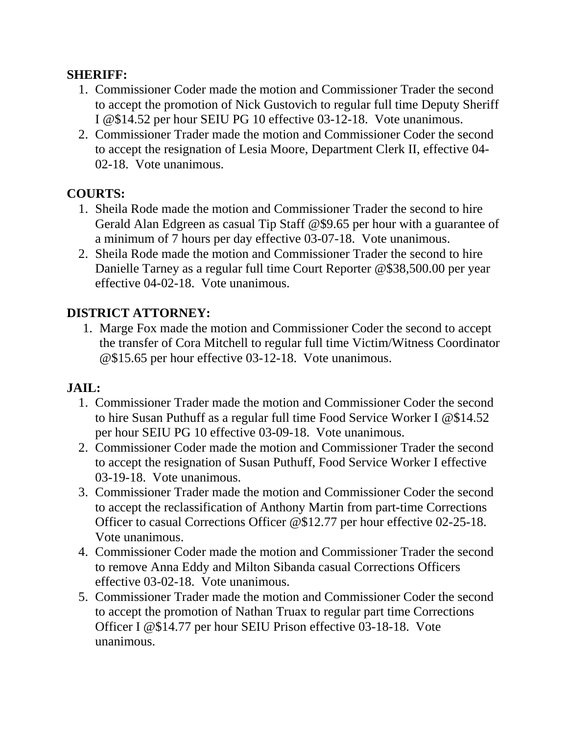**SHERIFF:**

1. Commissioner Coder made the motion and Commissioner Trader the second to accept the promotion of Nick Gustovich to regular full time Deputy Sheriff I @$14.52 per hour SEIU PG 10 effective 03-12-18. Vote unanimous.
2. Commissioner Trader made the motion and Commissioner Coder the second to accept the resignation of Lesia Moore, Department Clerk II, effective 04-02-18. Vote unanimous.

**COURTS:**

1. Sheila Rode made the motion and Commissioner Trader the second to hire Gerald Alan Edgreen as casual Tip Staff @$9.65 per hour with a guarantee of a minimum of 7 hours per day effective 03-07-18. Vote unanimous.
2. Sheila Rode made the motion and Commissioner Trader the second to hire Danielle Tarney as a regular full time Court Reporter @$38,500.00 per year effective 04-02-18. Vote unanimous.

**DISTRICT ATTORNEY:**

1. Marge Fox made the motion and Commissioner Coder the second to accept the transfer of Cora Mitchell to regular full time Victim/Witness Coordinator @$15.65 per hour effective 03-12-18. Vote unanimous.

**JAIL:**

1. Commissioner Trader made the motion and Commissioner Coder the second to hire Susan Puthuff as a regular full time Food Service Worker I @$14.52 per hour SEIU PG 10 effective 03-09-18. Vote unanimous.
2. Commissioner Coder made the motion and Commissioner Trader the second to accept the resignation of Susan Puthuff, Food Service Worker I effective 03-19-18. Vote unanimous.
3. Commissioner Trader made the motion and Commissioner Coder the second to accept the reclassification of Anthony Martin from part-time Corrections Officer to casual Corrections Officer @$12.77 per hour effective 02-25-18. Vote unanimous.
4. Commissioner Coder made the motion and Commissioner Trader the second to remove Anna Eddy and Milton Sibanda casual Corrections Officers effective 03-02-18. Vote unanimous.
5. Commissioner Trader made the motion and Commissioner Coder the second to accept the promotion of Nathan Truax to regular part time Corrections Officer I @$14.77 per hour SEIU Prison effective 03-18-18. Vote unanimous.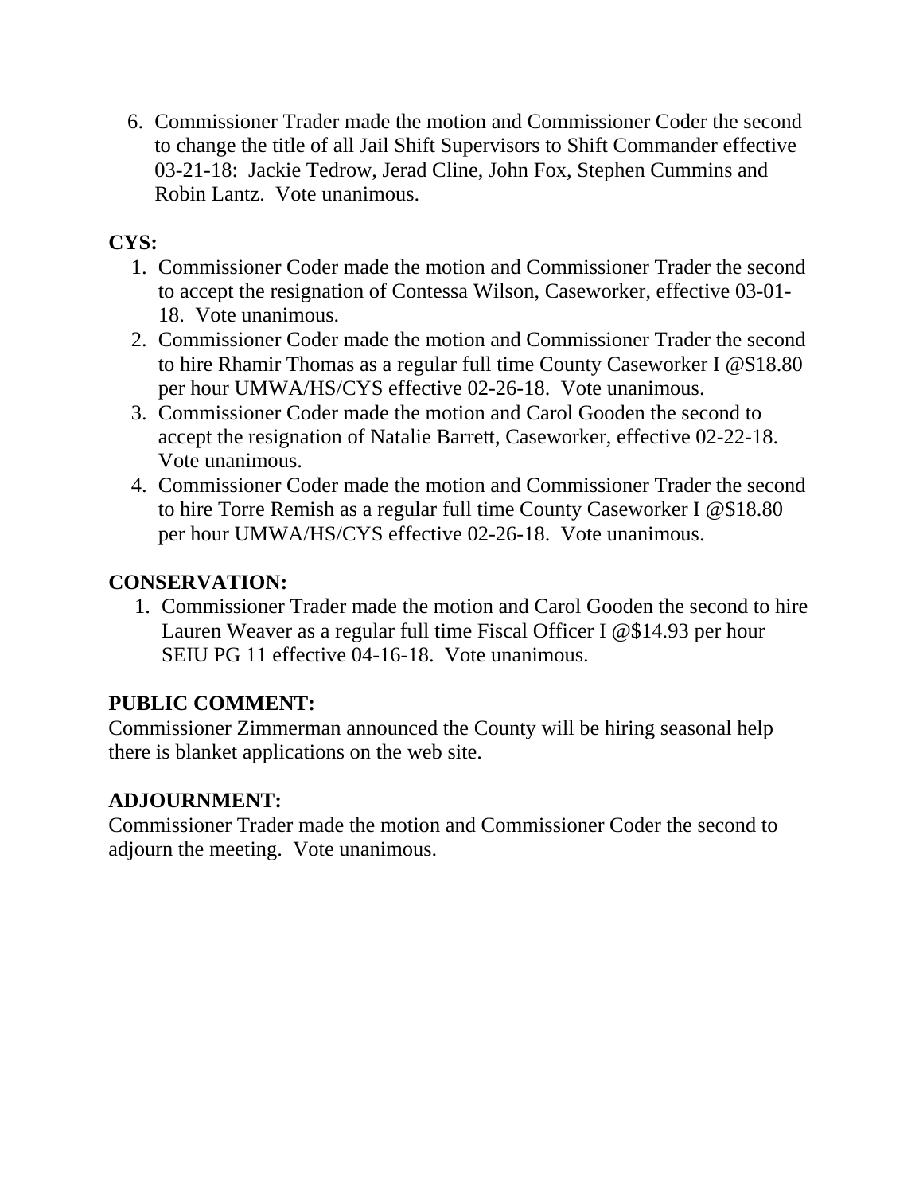6. Commissioner Trader made the motion and Commissioner Coder the second to change the title of all Jail Shift Supervisors to Shift Commander effective 03-21-18: Jackie Tedrow, Jerad Cline, John Fox, Stephen Cummins and Robin Lantz. Vote unanimous.

**CYS:**

1. Commissioner Coder made the motion and Commissioner Trader the second to accept the resignation of Contessa Wilson, Caseworker, effective 03-01-18. Vote unanimous.
2. Commissioner Coder made the motion and Commissioner Trader the second to hire Rhamir Thomas as a regular full time County Caseworker I @$18.80 per hour UMWA/HS/CYS effective 02-26-18. Vote unanimous.
3. Commissioner Coder made the motion and Carol Gooden the second to accept the resignation of Natalie Barrett, Caseworker, effective 02-22-18. Vote unanimous.
4. Commissioner Coder made the motion and Commissioner Trader the second to hire Torre Remish as a regular full time County Caseworker I @$18.80 per hour UMWA/HS/CYS effective 02-26-18. Vote unanimous.

**CONSERVATION:**

1. Commissioner Trader made the motion and Carol Gooden the second to hire Lauren Weaver as a regular full time Fiscal Officer I @$14.93 per hour SEIU PG 11 effective 04-16-18. Vote unanimous.

**PUBLIC COMMENT:**

Commissioner Zimmerman announced the County will be hiring seasonal help there is blanket applications on the web site.

**ADJOURNMENT:**

Commissioner Trader made the motion and Commissioner Coder the second to adjourn the meeting. Vote unanimous.